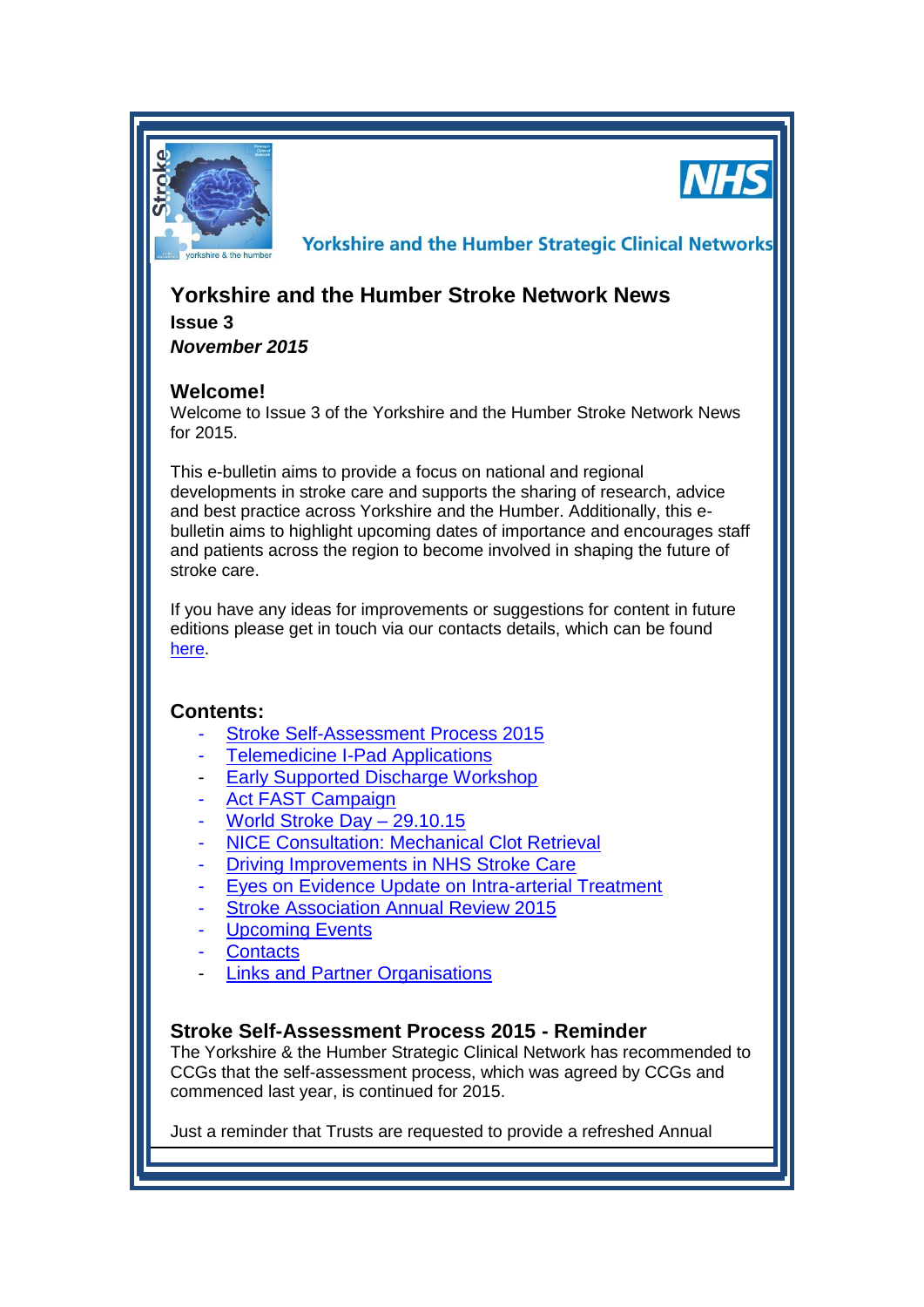Yorkshire and the Humber Strategic Clinical Networks

# Yorkshire and the Humber Stroke Network News

**Issue 3**

***November 2015***

## Welcome!

Welcome to Issue 3 of the Yorkshire and the Humber Stroke Network News for 2015.

This e-bulletin aims to provide a focus on national and regional developments in stroke care and supports the sharing of research, advice and best practice across Yorkshire and the Humber. Additionally, this e-bulletin aims to highlight upcoming dates of importance and encourages staff and patients across the region to become involved in shaping the future of stroke care.

If you have any ideas for improvements or suggestions for content in future editions please get in touch via our contacts details, which can be found here.

## Contents:

- Stroke Self-Assessment Process 2015
- Telemedicine I-Pad Applications
- Early Supported Discharge Workshop
- Act FAST Campaign
- World Stroke Day – 29.10.15
- NICE Consultation: Mechanical Clot Retrieval
- Driving Improvements in NHS Stroke Care
- Eyes on Evidence Update on Intra-arterial Treatment
- Stroke Association Annual Review 2015
- Upcoming Events
- Contacts
- Links and Partner Organisations

## Stroke Self-Assessment Process 2015 - Reminder

The Yorkshire & the Humber Strategic Clinical Network has recommended to CCGs that the self-assessment process, which was agreed by CCGs and commenced last year, is continued for 2015.

Just a reminder that Trusts are requested to provide a refreshed Annual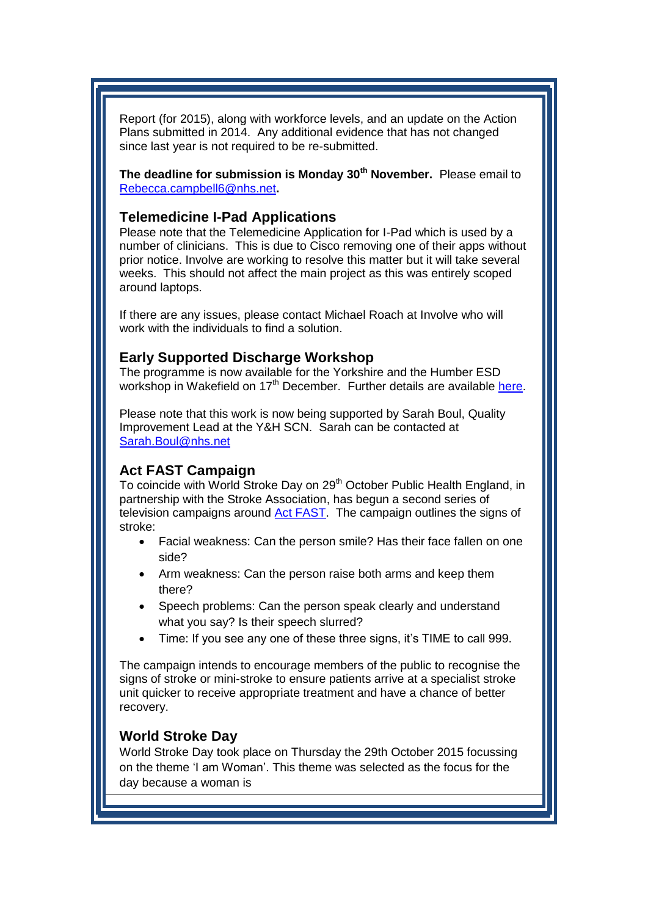Report (for 2015), along with workforce levels, and an update on the Action Plans submitted in 2014. Any additional evidence that has not changed since last year is not required to be re-submitted.

**The deadline for submission is Monday 30th November.** Please email to Rebecca.campbell6@nhs.net**.**

## Telemedicine I-Pad Applications

Please note that the Telemedicine Application for I-Pad which is used by a number of clinicians. This is due to Cisco removing one of their apps without prior notice. Involve are working to resolve this matter but it will take several weeks. This should not affect the main project as this was entirely scoped around laptops.

If there are any issues, please contact Michael Roach at Involve who will work with the individuals to find a solution.

## Early Supported Discharge Workshop

The programme is now available for the Yorkshire and the Humber ESD workshop in Wakefield on 17th December. Further details are available here.

Please note that this work is now being supported by Sarah Boul, Quality Improvement Lead at the Y&H SCN. Sarah can be contacted at Sarah.Boul@nhs.net

## Act FAST Campaign

To coincide with World Stroke Day on 29th October Public Health England, in partnership with the Stroke Association, has begun a second series of television campaigns around Act FAST. The campaign outlines the signs of stroke:

- Facial weakness: Can the person smile? Has their face fallen on one side?
- Arm weakness: Can the person raise both arms and keep them there?
- Speech problems: Can the person speak clearly and understand what you say? Is their speech slurred?
- Time: If you see any one of these three signs, it's TIME to call 999.

The campaign intends to encourage members of the public to recognise the signs of stroke or mini-stroke to ensure patients arrive at a specialist stroke unit quicker to receive appropriate treatment and have a chance of better recovery.

## World Stroke Day

World Stroke Day took place on Thursday the 29th October 2015 focussing on the theme 'I am Woman'. This theme was selected as the focus for the day because a woman is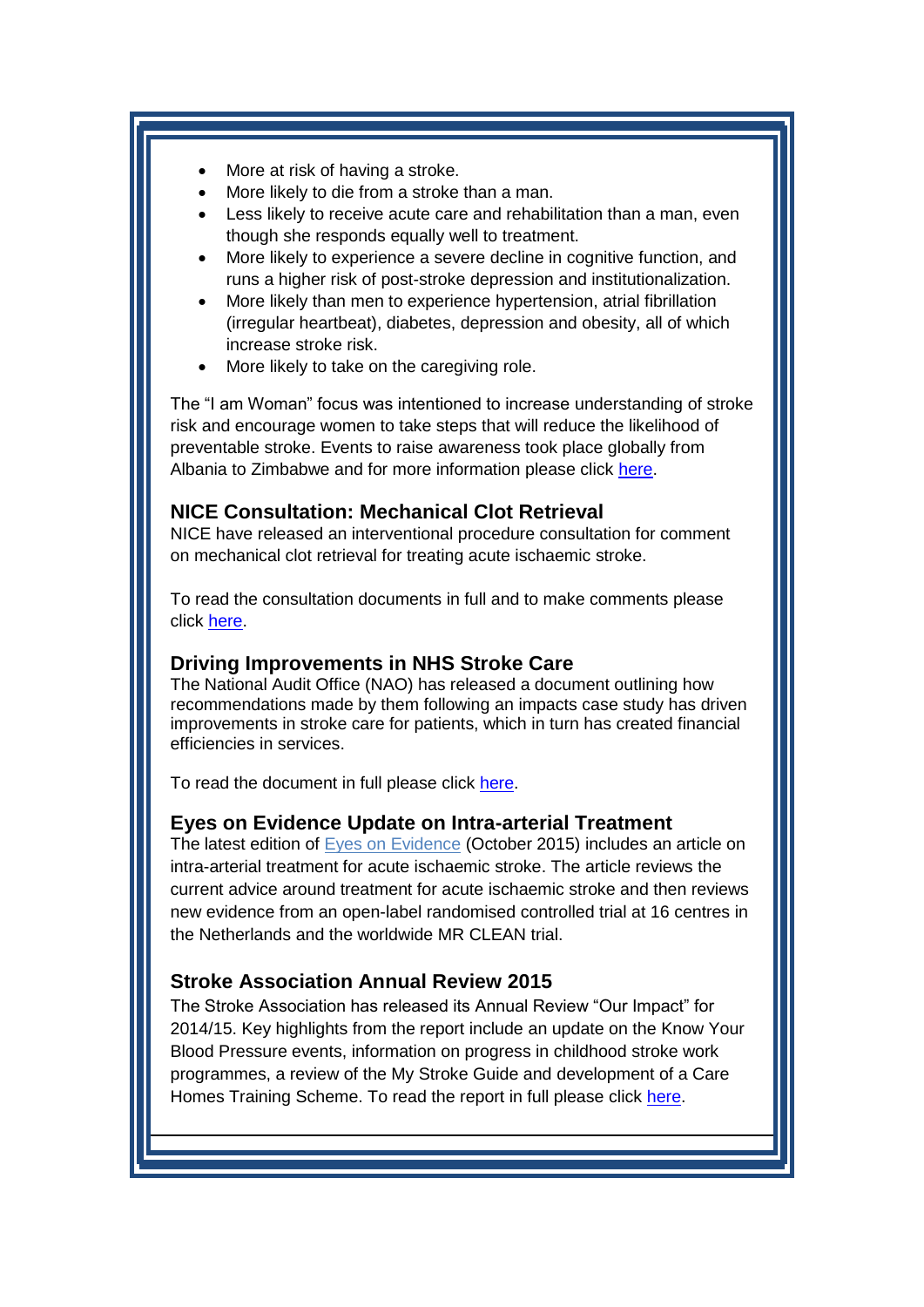- More at risk of having a stroke.
- More likely to die from a stroke than a man.
- Less likely to receive acute care and rehabilitation than a man, even though she responds equally well to treatment.
- More likely to experience a severe decline in cognitive function, and runs a higher risk of post-stroke depression and institutionalization.
- More likely than men to experience hypertension, atrial fibrillation (irregular heartbeat), diabetes, depression and obesity, all of which increase stroke risk.
- More likely to take on the caregiving role.

The "I am Woman" focus was intentioned to increase understanding of stroke risk and encourage women to take steps that will reduce the likelihood of preventable stroke. Events to raise awareness took place globally from Albania to Zimbabwe and for more information please click here.

### NICE Consultation: Mechanical Clot Retrieval

NICE have released an interventional procedure consultation for comment on mechanical clot retrieval for treating acute ischaemic stroke.

To read the consultation documents in full and to make comments please click here.

### Driving Improvements in NHS Stroke Care

The National Audit Office (NAO) has released a document outlining how recommendations made by them following an impacts case study has driven improvements in stroke care for patients, which in turn has created financial efficiencies in services.

To read the document in full please click here.

### Eyes on Evidence Update on Intra-arterial Treatment

The latest edition of Eyes on Evidence (October 2015) includes an article on intra-arterial treatment for acute ischaemic stroke. The article reviews the current advice around treatment for acute ischaemic stroke and then reviews new evidence from an open-label randomised controlled trial at 16 centres in the Netherlands and the worldwide MR CLEAN trial.

### Stroke Association Annual Review 2015

The Stroke Association has released its Annual Review "Our Impact" for 2014/15. Key highlights from the report include an update on the Know Your Blood Pressure events, information on progress in childhood stroke work programmes, a review of the My Stroke Guide and development of a Care Homes Training Scheme. To read the report in full please click here.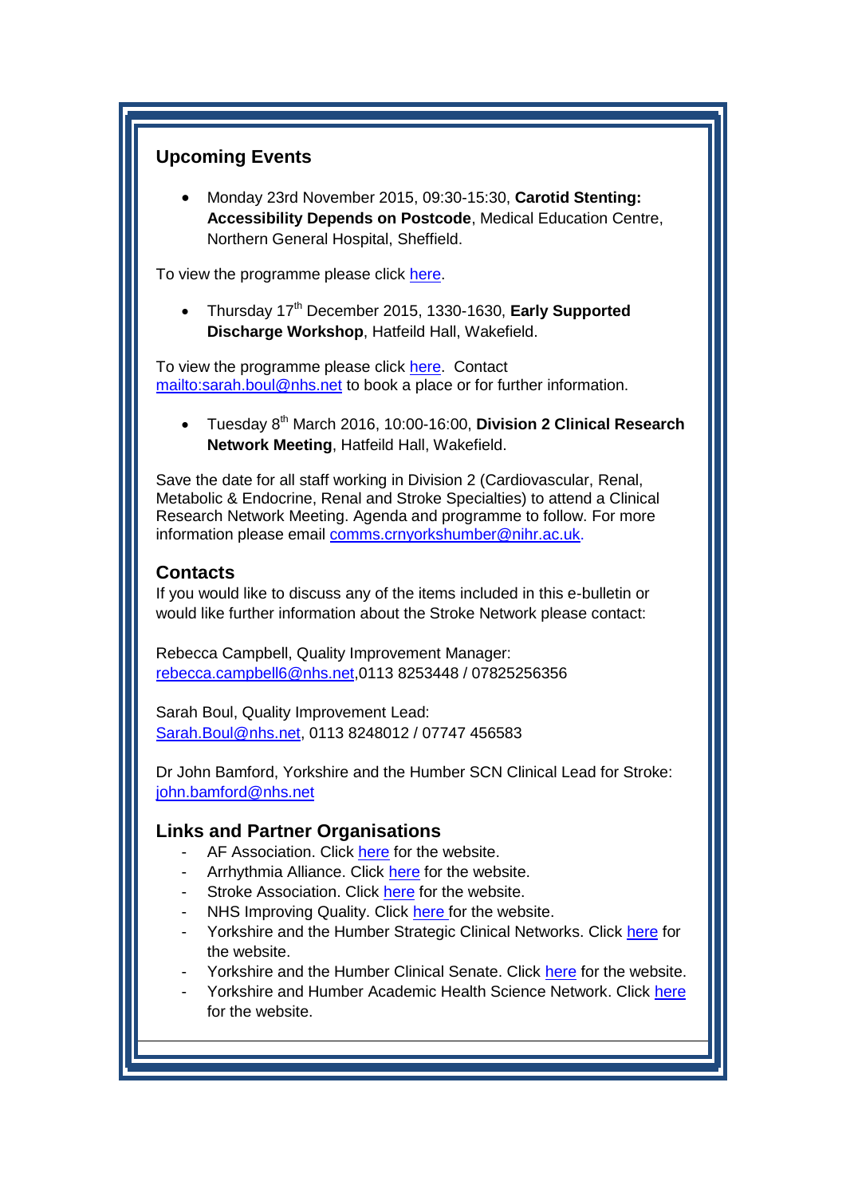## Upcoming Events

- Monday 23rd November 2015, 09:30-15:30, **Carotid Stenting: Accessibility Depends on Postcode**, Medical Education Centre, Northern General Hospital, Sheffield.

To view the programme please click here.

- Thursday 17th December 2015, 1330-1630, **Early Supported Discharge Workshop**, Hatfeild Hall, Wakefield.

To view the programme please click here. Contact mailto:sarah.boul@nhs.net to book a place or for further information.

- Tuesday 8th March 2016, 10:00-16:00, **Division 2 Clinical Research Network Meeting**, Hatfeild Hall, Wakefield.

Save the date for all staff working in Division 2 (Cardiovascular, Renal, Metabolic & Endocrine, Renal and Stroke Specialties) to attend a Clinical Research Network Meeting. Agenda and programme to follow. For more information please email comms.crnyorkshumber@nihr.ac.uk.

## Contacts

If you would like to discuss any of the items included in this e-bulletin or would like further information about the Stroke Network please contact:

Rebecca Campbell, Quality Improvement Manager:
rebecca.campbell6@nhs.net,0113 8253448 / 07825256356

Sarah Boul, Quality Improvement Lead:
Sarah.Boul@nhs.net, 0113 8248012 / 07747 456583

Dr John Bamford, Yorkshire and the Humber SCN Clinical Lead for Stroke:
john.bamford@nhs.net

## Links and Partner Organisations

- AF Association. Click here for the website.
- Arrhythmia Alliance. Click here for the website.
- Stroke Association. Click here for the website.
- NHS Improving Quality. Click here for the website.
- Yorkshire and the Humber Strategic Clinical Networks. Click here for the website.
- Yorkshire and the Humber Clinical Senate. Click here for the website.
- Yorkshire and Humber Academic Health Science Network. Click here for the website.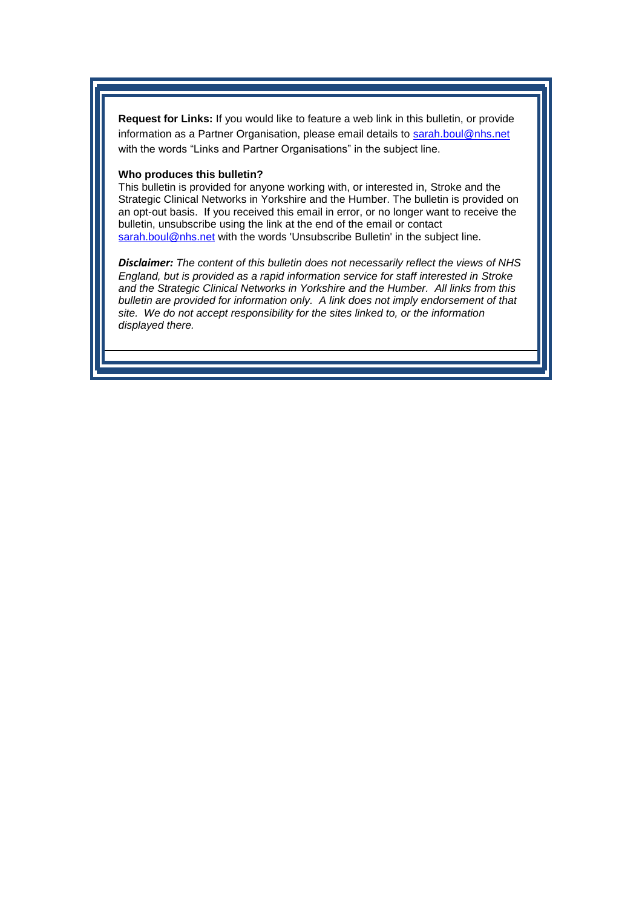**Request for Links:** If you would like to feature a web link in this bulletin, or provide information as a Partner Organisation, please email details to sarah.boul@nhs.net with the words "Links and Partner Organisations" in the subject line.

**Who produces this bulletin?**
This bulletin is provided for anyone working with, or interested in, Stroke and the Strategic Clinical Networks in Yorkshire and the Humber. The bulletin is provided on an opt-out basis. If you received this email in error, or no longer want to receive the bulletin, unsubscribe using the link at the end of the email or contact sarah.boul@nhs.net with the words 'Unsubscribe Bulletin' in the subject line.

***Disclaimer:*** *The content of this bulletin does not necessarily reflect the views of NHS England, but is provided as a rapid information service for staff interested in Stroke and the Strategic Clinical Networks in Yorkshire and the Humber. All links from this bulletin are provided for information only. A link does not imply endorsement of that site. We do not accept responsibility for the sites linked to, or the information displayed there.*